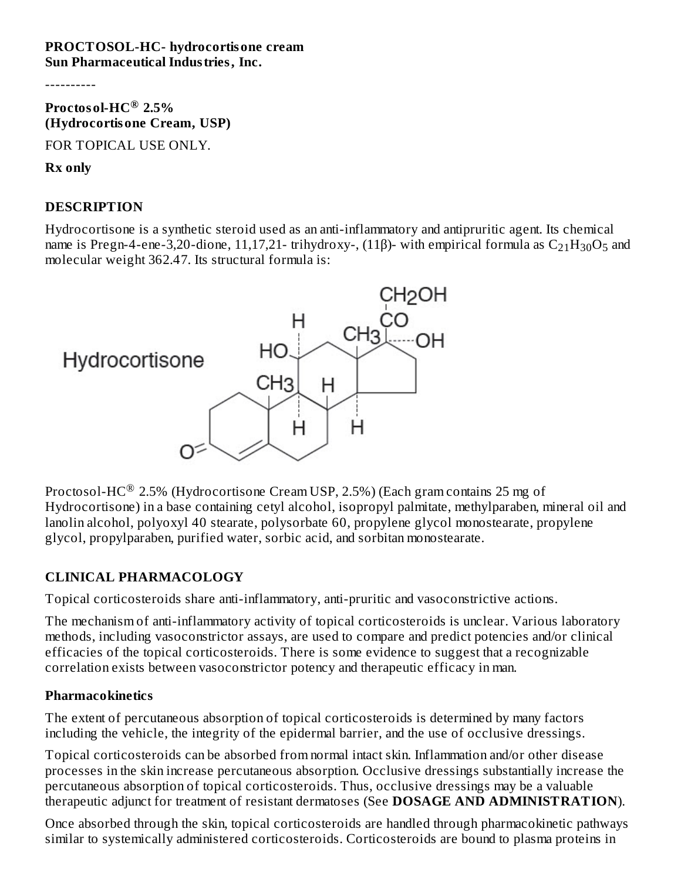**PROCTOSOL-HC- hydrocortisone cream**
**Sun Pharmaceutical Industries, Inc.**

----------

**Proctosol-HC® 2.5%**
**(Hydrocortisone Cream, USP)**

FOR TOPICAL USE ONLY.

**Rx only**

## DESCRIPTION

Hydrocortisone is a synthetic steroid used as an anti-inflammatory and antipruritic agent. Its chemical name is Pregn-4-ene-3,20-dione, 11,17,21- trihydroxy-, (11β)- with empirical formula as $C_{21}H_{30}O_5$ and molecular weight 362.47. Its structural formula is:

Proctosol-HC® 2.5% (Hydrocortisone Cream USP, 2.5%) (Each gram contains 25 mg of Hydrocortisone) in a base containing cetyl alcohol, isopropyl palmitate, methylparaben, mineral oil and lanolin alcohol, polyoxyl 40 stearate, polysorbate 60, propylene glycol monostearate, propylene glycol, propylparaben, purified water, sorbic acid, and sorbitan monostearate.

## CLINICAL PHARMACOLOGY

Topical corticosteroids share anti-inflammatory, anti-pruritic and vasoconstrictive actions.

The mechanism of anti-inflammatory activity of topical corticosteroids is unclear. Various laboratory methods, including vasoconstrictor assays, are used to compare and predict potencies and/or clinical efficacies of the topical corticosteroids. There is some evidence to suggest that a recognizable correlation exists between vasoconstrictor potency and therapeutic efficacy in man.

### Pharmacokinetics

The extent of percutaneous absorption of topical corticosteroids is determined by many factors including the vehicle, the integrity of the epidermal barrier, and the use of occlusive dressings.

Topical corticosteroids can be absorbed from normal intact skin. Inflammation and/or other disease processes in the skin increase percutaneous absorption. Occlusive dressings substantially increase the percutaneous absorption of topical corticosteroids. Thus, occlusive dressings may be a valuable therapeutic adjunct for treatment of resistant dermatoses (See **DOSAGE AND ADMINISTRATION**).

Once absorbed through the skin, topical corticosteroids are handled through pharmacokinetic pathways similar to systemically administered corticosteroids. Corticosteroids are bound to plasma proteins in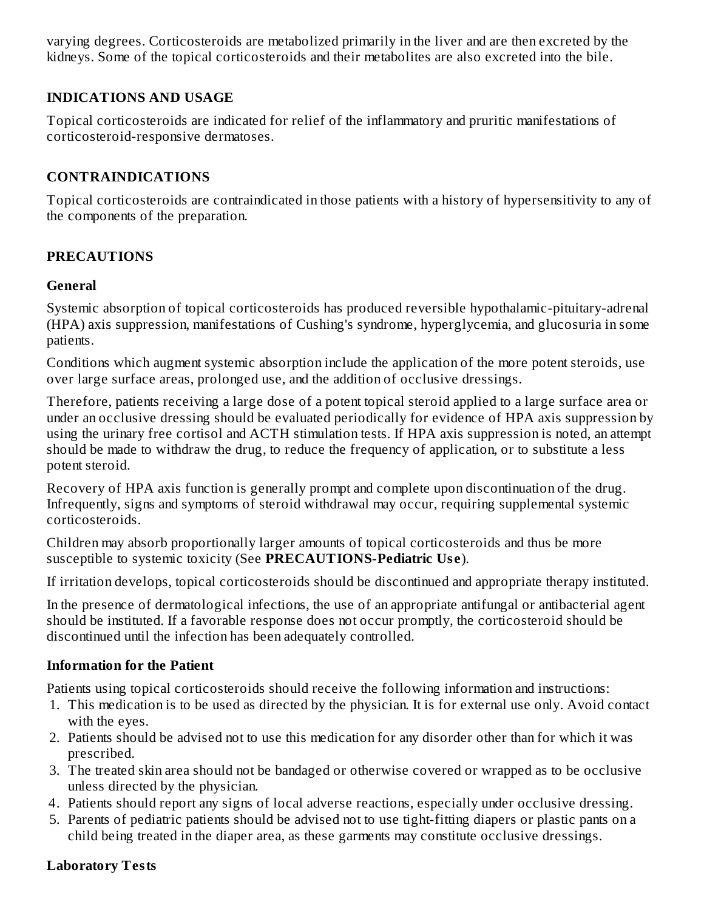varying degrees. Corticosteroids are metabolized primarily in the liver and are then excreted by the kidneys. Some of the topical corticosteroids and their metabolites are also excreted into the bile.

## INDICATIONS AND USAGE

Topical corticosteroids are indicated for relief of the inflammatory and pruritic manifestations of corticosteroid-responsive dermatoses.

## CONTRAINDICATIONS

Topical corticosteroids are contraindicated in those patients with a history of hypersensitivity to any of the components of the preparation.

## PRECAUTIONS

### General

Systemic absorption of topical corticosteroids has produced reversible hypothalamic-pituitary-adrenal (HPA) axis suppression, manifestations of Cushing's syndrome, hyperglycemia, and glucosuria in some patients.

Conditions which augment systemic absorption include the application of the more potent steroids, use over large surface areas, prolonged use, and the addition of occlusive dressings.

Therefore, patients receiving a large dose of a potent topical steroid applied to a large surface area or under an occlusive dressing should be evaluated periodically for evidence of HPA axis suppression by using the urinary free cortisol and ACTH stimulation tests. If HPA axis suppression is noted, an attempt should be made to withdraw the drug, to reduce the frequency of application, or to substitute a less potent steroid.

Recovery of HPA axis function is generally prompt and complete upon discontinuation of the drug. Infrequently, signs and symptoms of steroid withdrawal may occur, requiring supplemental systemic corticosteroids.

Children may absorb proportionally larger amounts of topical corticosteroids and thus be more susceptible to systemic toxicity (See **PRECAUTIONS-Pediatric Use**).

If irritation develops, topical corticosteroids should be discontinued and appropriate therapy instituted.

In the presence of dermatological infections, the use of an appropriate antifungal or antibacterial agent should be instituted. If a favorable response does not occur promptly, the corticosteroid should be discontinued until the infection has been adequately controlled.

### Information for the Patient

Patients using topical corticosteroids should receive the following information and instructions:

1. This medication is to be used as directed by the physician. It is for external use only. Avoid contact with the eyes.
2. Patients should be advised not to use this medication for any disorder other than for which it was prescribed.
3. The treated skin area should not be bandaged or otherwise covered or wrapped as to be occlusive unless directed by the physician.
4. Patients should report any signs of local adverse reactions, especially under occlusive dressing.
5. Parents of pediatric patients should be advised not to use tight-fitting diapers or plastic pants on a child being treated in the diaper area, as these garments may constitute occlusive dressings.

### Laboratory Tests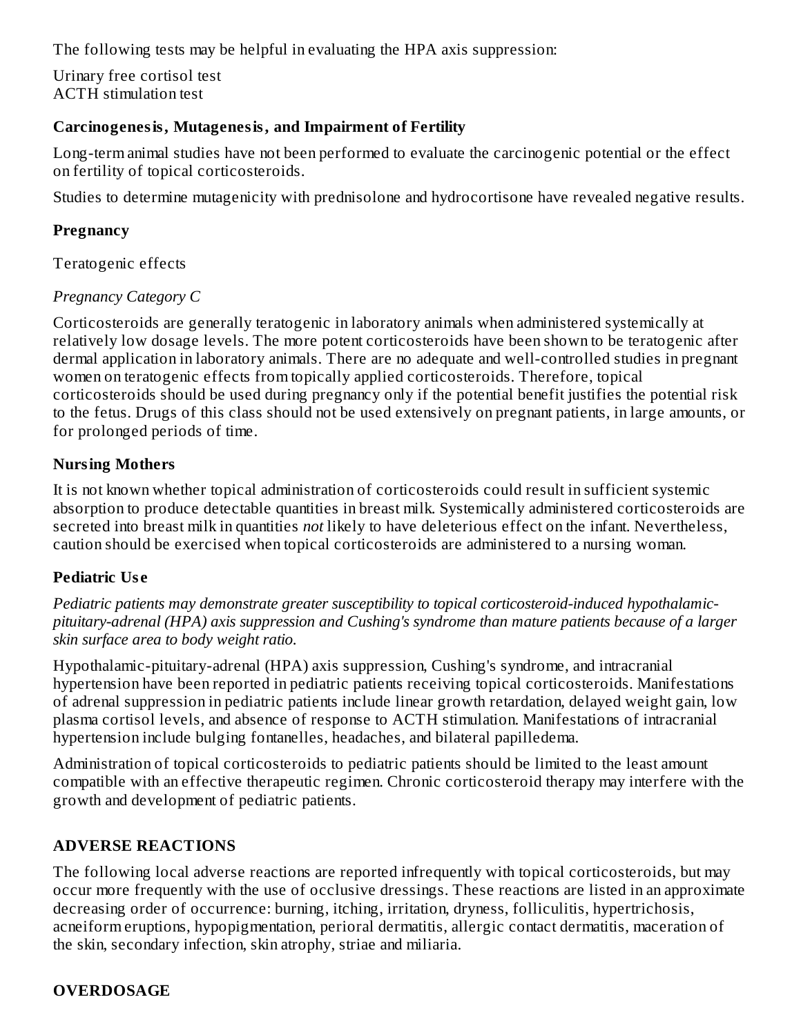The following tests may be helpful in evaluating the HPA axis suppression:

Urinary free cortisol test
ACTH stimulation test

**Carcinogenesis, Mutagenesis, and Impairment of Fertility**

Long-term animal studies have not been performed to evaluate the carcinogenic potential or the effect on fertility of topical corticosteroids.

Studies to determine mutagenicity with prednisolone and hydrocortisone have revealed negative results.

**Pregnancy**

Teratogenic effects

*Pregnancy Category C*

Corticosteroids are generally teratogenic in laboratory animals when administered systemically at relatively low dosage levels. The more potent corticosteroids have been shown to be teratogenic after dermal application in laboratory animals. There are no adequate and well-controlled studies in pregnant women on teratogenic effects from topically applied corticosteroids. Therefore, topical corticosteroids should be used during pregnancy only if the potential benefit justifies the potential risk to the fetus. Drugs of this class should not be used extensively on pregnant patients, in large amounts, or for prolonged periods of time.

**Nursing Mothers**

It is not known whether topical administration of corticosteroids could result in sufficient systemic absorption to produce detectable quantities in breast milk. Systemically administered corticosteroids are secreted into breast milk in quantities *not* likely to have deleterious effect on the infant. Nevertheless, caution should be exercised when topical corticosteroids are administered to a nursing woman.

**Pediatric Use**

*Pediatric patients may demonstrate greater susceptibility to topical corticosteroid-induced hypothalamic-pituitary-adrenal (HPA) axis suppression and Cushing's syndrome than mature patients because of a larger skin surface area to body weight ratio.*

Hypothalamic-pituitary-adrenal (HPA) axis suppression, Cushing's syndrome, and intracranial hypertension have been reported in pediatric patients receiving topical corticosteroids. Manifestations of adrenal suppression in pediatric patients include linear growth retardation, delayed weight gain, low plasma cortisol levels, and absence of response to ACTH stimulation. Manifestations of intracranial hypertension include bulging fontanelles, headaches, and bilateral papilledema.

Administration of topical corticosteroids to pediatric patients should be limited to the least amount compatible with an effective therapeutic regimen. Chronic corticosteroid therapy may interfere with the growth and development of pediatric patients.

## ADVERSE REACTIONS

The following local adverse reactions are reported infrequently with topical corticosteroids, but may occur more frequently with the use of occlusive dressings. These reactions are listed in an approximate decreasing order of occurrence: burning, itching, irritation, dryness, folliculitis, hypertrichosis, acneiform eruptions, hypopigmentation, perioral dermatitis, allergic contact dermatitis, maceration of the skin, secondary infection, skin atrophy, striae and miliaria.

## OVERDOSAGE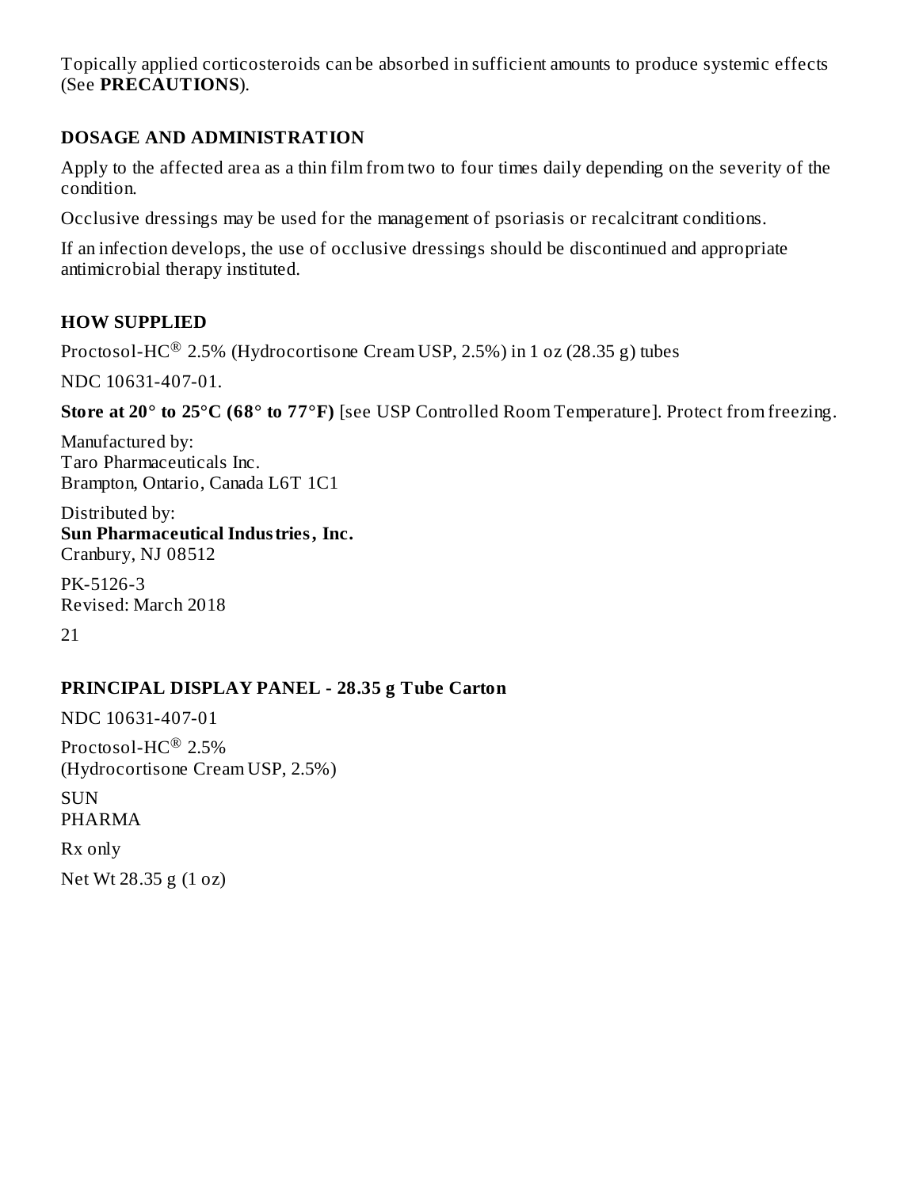Topically applied corticosteroids can be absorbed in sufficient amounts to produce systemic effects (See **PRECAUTIONS**).

## DOSAGE AND ADMINISTRATION

Apply to the affected area as a thin film from two to four times daily depending on the severity of the condition.

Occlusive dressings may be used for the management of psoriasis or recalcitrant conditions.

If an infection develops, the use of occlusive dressings should be discontinued and appropriate antimicrobial therapy instituted.

## HOW SUPPLIED

Proctosol-HC® 2.5% (Hydrocortisone Cream USP, 2.5%) in 1 oz (28.35 g) tubes

NDC 10631-407-01.

**Store at 20° to 25°C (68° to 77°F)** [see USP Controlled Room Temperature]. Protect from freezing.

Manufactured by:
Taro Pharmaceuticals Inc.
Brampton, Ontario, Canada L6T 1C1

Distributed by:
**Sun Pharmaceutical Industries, Inc.**
Cranbury, NJ 08512

PK-5126-3
Revised: March 2018

21

## PRINCIPAL DISPLAY PANEL - 28.35 g Tube Carton

NDC 10631-407-01

Proctosol-HC® 2.5%
(Hydrocortisone Cream USP, 2.5%)

SUN
PHARMA

Rx only

Net Wt 28.35 g (1 oz)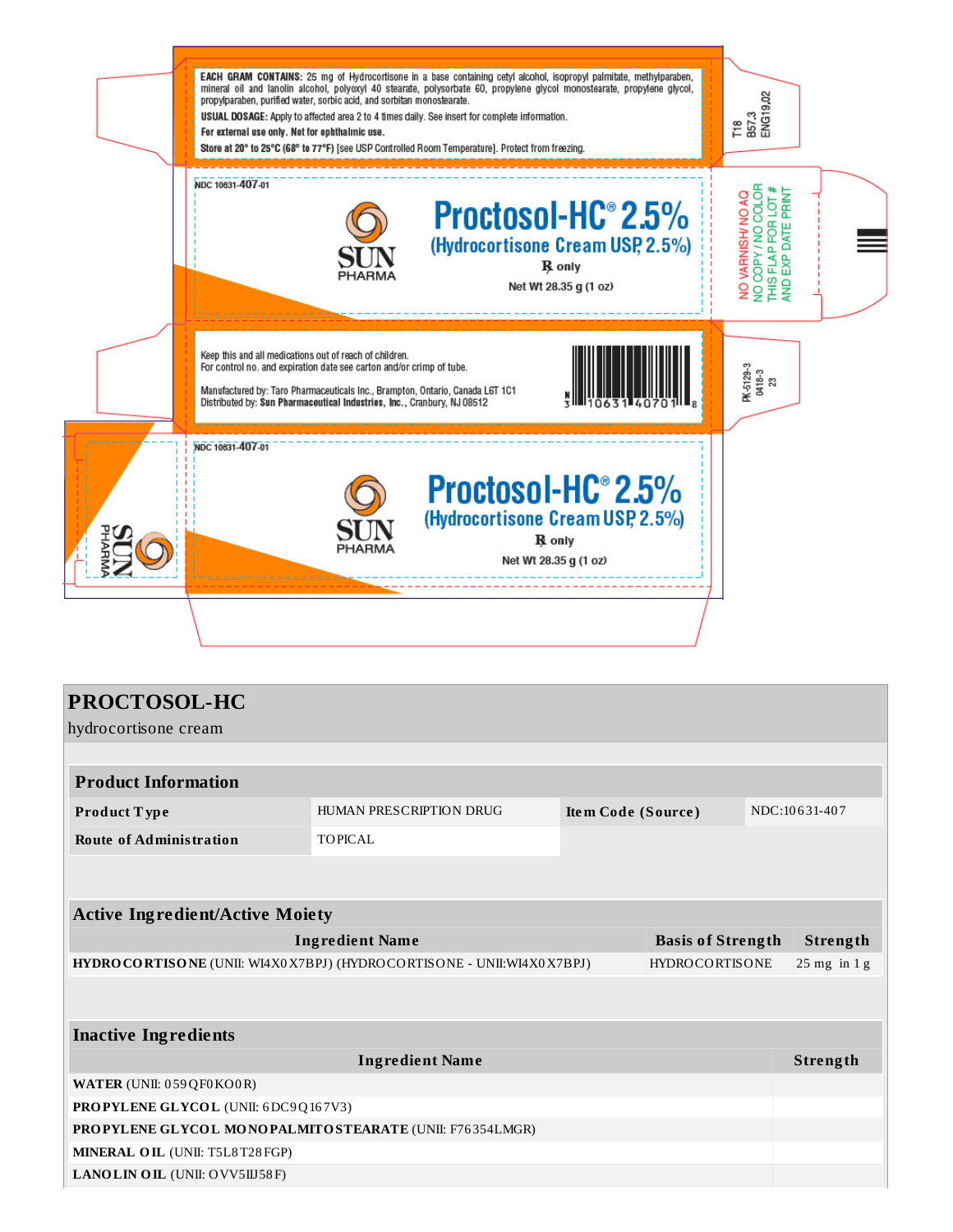**EACH GRAM CONTAINS:** 25 mg of Hydrocortisone in a base containing cetyl alcohol, isopropyl palmitate, methylparaben, mineral oil and lanolin alcohol, polyoxyl 40 stearate, polysorbate 60, propylene glycol monostearate, propylene glycol, propylparaben, purified water, sorbic acid, and sorbitan monostearate.

**USUAL DOSAGE:** Apply to affected area 2 to 4 times daily. See insert for complete information.

**For external use only. Not for ophthalmic use.**

**Store at 20° to 25°C (68° to 77°F) [see USP Controlled Room Temperature]. Protect from freezing.**

T18
B57.3
ENG19.02

NDC 10631-407-01

SUN PHARMA

**Proctosol-HC® 2.5%**

**(Hydrocortisone Cream USP, 2.5%)**

℞ only

Net Wt 28.35 g (1 oz)

NO VARNISH/ NO AQ
NO COPY / NO COLOR
THIS FLAP FOR LOT #
AND EXP DATE PRINT

Keep this and all medications out of reach of children.
For control no. and expiration date see carton and/or crimp of tube.

Manufactured by: Taro Pharmaceuticals Inc., Brampton, Ontario, Canada L6T 1C1
Distributed by: **Sun Pharmaceutical Industries, Inc.**, Cranbury, NJ 08512

N 3 10631 40701 8

PK-5129-3
0418-3
23

NDC 10631-407-01

SUN PHARMA

**Proctosol-HC® 2.5%**

**(Hydrocortisone Cream USP, 2.5%)**

℞ only

Net Wt 28.35 g (1 oz)

## PROCTOSOL-HC

hydrocortisone cream

| **Product Information** | | | |
|---|---|---|---|
| **Product Type** | HUMAN PRESCRIPTION DRUG | **Item Code (Source)** | NDC:10631-407 |
| **Route of Administration** | TOPICAL | | |

| **Active Ingredient/Active Moiety** | | |
|---|---|---|
| **Ingredient Name** | **Basis of Strength** | **Strength** |
| **HYDROCORTISONE** (UNII: WI4X0X7BPJ) (HYDROCORTISONE - UNII:WI4X0X7BPJ) | HYDROCORTISONE | 25 mg in 1 g |

| **Inactive Ingredients** | |
|---|---|
| **Ingredient Name** | **Strength** |
| **WATER** (UNII: 059QF0KO0R) | |
| **PROPYLENE GLYCOL** (UNII: 6DC9Q167V3) | |
| **PROPYLENE GLYCOL MONOPALMITOSTEARATE** (UNII: F76354LMGR) | |
| **MINERAL OIL** (UNII: T5L8T28FGP) | |
| **LANOLIN OIL** (UNII: OVV5IIJ58F) | |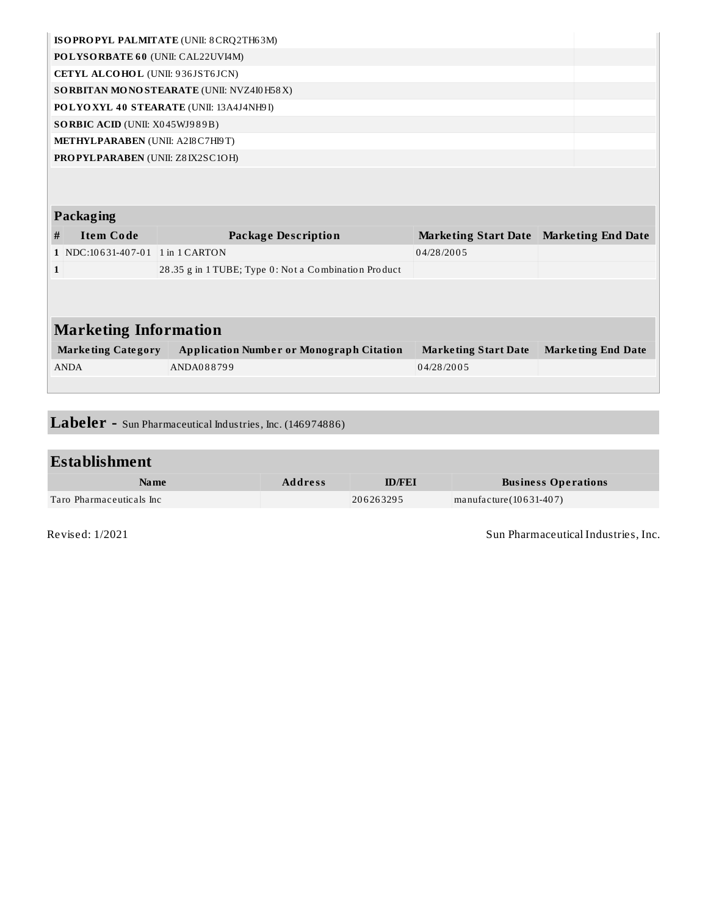| | |
|---|---|
| **ISOPROPYL PALMITATE** (UNII: 8CRQ2TH63M) | |
| **POLYSORBATE 60** (UNII: CAL22UVI4M) | |
| **CETYL ALCOHOL** (UNII: 936JST6JCN) | |
| **SORBITAN MONOSTEARATE** (UNII: NVZ4I0H58X) | |
| **POLYOXYL 40 STEARATE** (UNII: 13A4J4NH9I) | |
| **SORBIC ACID** (UNII: X045WJ989B) | |
| **METHYLPARABEN** (UNII: A2I8C7HI9T) | |
| **PROPYLPARABEN** (UNII: Z8IX2SC1OH) | |

### Packaging

| # | Item Code | Package Description | Marketing Start Date | Marketing End Date |
|---|---|---|---|---|
| 1 | NDC:10631-407-01 | 1 in 1 CARTON | 04/28/2005 | |
| 1 | | 28.35 g in 1 TUBE; Type 0: Not a Combination Product | | |

## Marketing Information

| Marketing Category | Application Number or Monograph Citation | Marketing Start Date | Marketing End Date |
|---|---|---|---|
| ANDA | ANDA088799 | 04/28/2005 | |

## Labeler - Sun Pharmaceutical Industries, Inc. (146974886)

## Establishment

| Name | Address | ID/FEI | Business Operations |
|---|---|---|---|
| Taro Pharmaceuticals Inc | | 206263295 | manufacture(10631-407) |

Revised: 1/2021

Sun Pharmaceutical Industries, Inc.